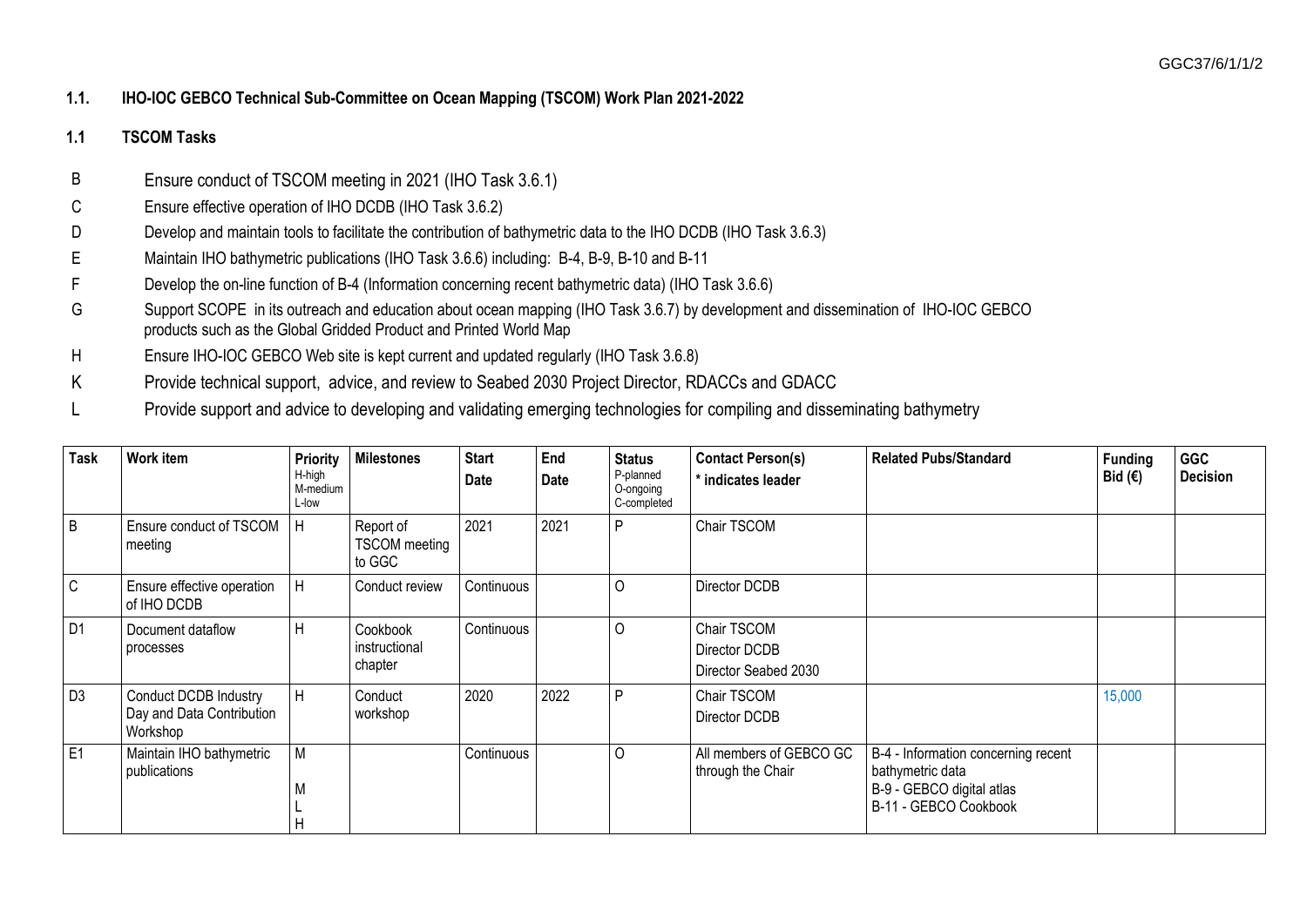## 1.1. IHO-IOC GEBCO Technical Sub-Committee on Ocean Mapping (TSCOM) Work Plan 2021-2022

### 1.1 TSCOM Tasks

- B Ensure conduct of TSCOM meeting in 2021 (IHO Task 3.6.1)
- C Ensure effective operation of IHO DCDB (IHO Task 3.6.2)
- D Develop and maintain tools to facilitate the contribution of bathymetric data to the IHO DCDB (IHO Task 3.6.3)
- E Maintain IHO bathymetric publications (IHO Task 3.6.6) including: B-4, B-9, B-10 and B-11
- F Develop the on-line function of B-4 (Information concerning recent bathymetric data) (IHO Task 3.6.6)
- G Support SCOPE in its outreach and education about ocean mapping (IHO Task 3.6.7) by development and dissemination of IHO-IOC GEBCO products such as the Global Gridded Product and Printed World Map
- H Ensure IHO-IOC GEBCO Web site is kept current and updated regularly (IHO Task 3.6.8)
- K Provide technical support, advice, and review to Seabed 2030 Project Director, RDACCs and GDACC
- L Provide support and advice to developing and validating emerging technologies for compiling and disseminating bathymetry

| Task | Work item | Priority H-high M-medium L-low | Milestones | Start Date | End Date | Status P-planned O-ongoing C-completed | Contact Person(s) * indicates leader | Related Pubs/Standard | Funding Bid (€) | GGC Decision |
|---|---|---|---|---|---|---|---|---|---|---|
| B | Ensure conduct of TSCOM meeting | H | Report of TSCOM meeting to GGC | 2021 | 2021 | P | Chair TSCOM | | | |
| C | Ensure effective operation of IHO DCDB | H | Conduct review | Continuous | | O | Director DCDB | | | |
| D1 | Document dataflow processes | H | Cookbook instructional chapter | Continuous | | O | Chair TSCOM<br>Director DCDB<br>Director Seabed 2030 | | | |
| D3 | Conduct DCDB Industry Day and Data Contribution Workshop | H | Conduct workshop | 2020 | 2022 | P | Chair TSCOM<br>Director DCDB | | 15,000 | |
| E1 | Maintain IHO bathymetric publications | M<br>M<br>L<br>H | | Continuous | | O | All members of GEBCO GC through the Chair | B-4 - Information concerning recent bathymetric data<br>B-9 - GEBCO digital atlas<br>B-11 - GEBCO Cookbook | | |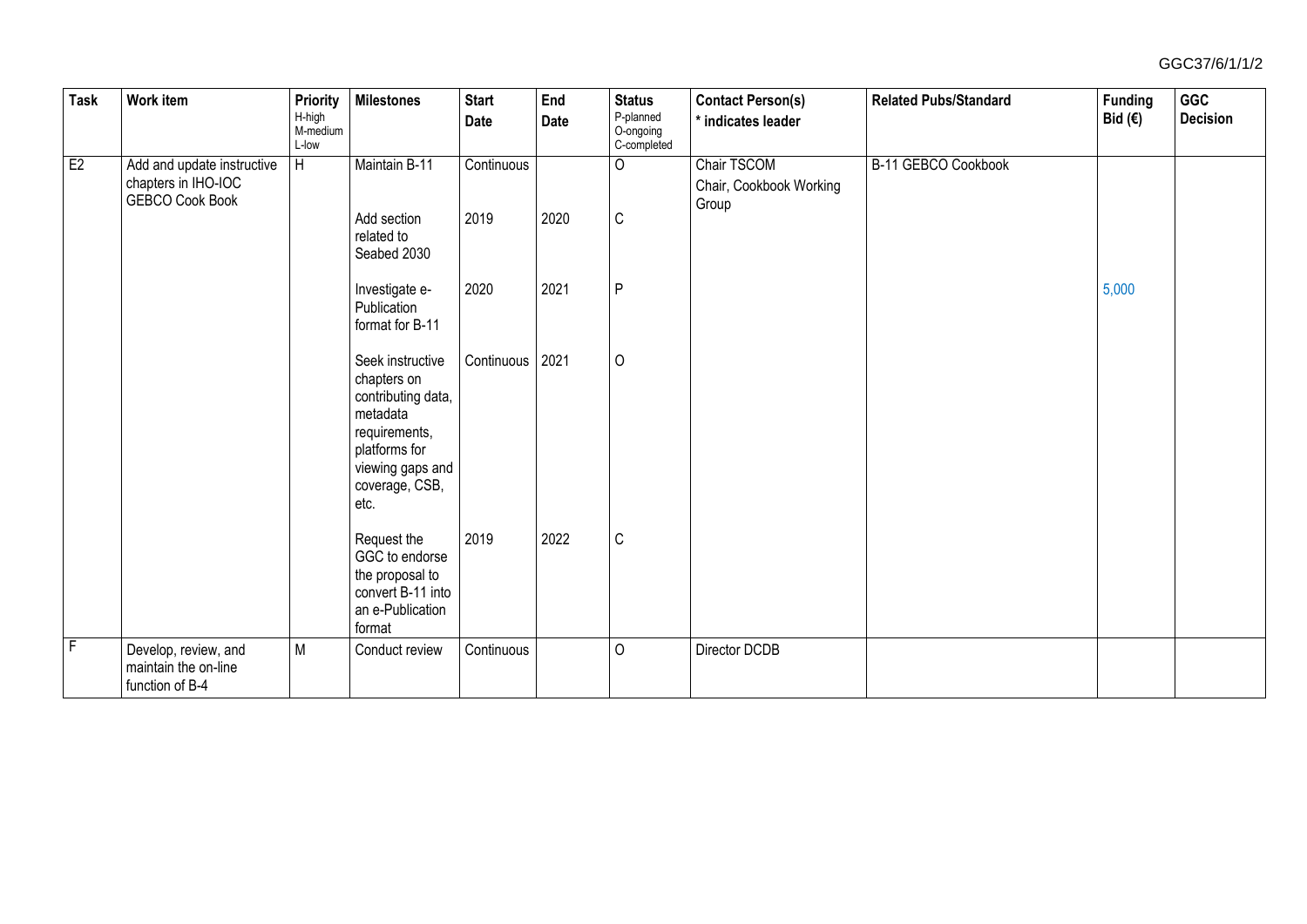| Task | Work item | Priority H-high M-medium L-low | Milestones | Start Date | End Date | Status P-planned O-ongoing C-completed | Contact Person(s) * indicates leader | Related Pubs/Standard | Funding Bid (€) | GGC Decision |
|---|---|---|---|---|---|---|---|---|---|---|
| E2 | Add and update instructive chapters in IHO-IOC GEBCO Cook Book | H | Maintain B-11 | Continuous | | O | Chair TSCOM<br>Chair, Cookbook Working Group | B-11 GEBCO Cookbook | | |
| | | | Add section related to Seabed 2030 | 2019 | 2020 | C | | | | |
| | | | Investigate e-Publication format for B-11 | 2020 | 2021 | P | | | 5,000 | |
| | | | Seek instructive chapters on contributing data, metadata requirements, platforms for viewing gaps and coverage, CSB, etc. | Continuous | 2021 | O | | | | |
| | | | Request the GGC to endorse the proposal to convert B-11 into an e-Publication format | 2019 | 2022 | C | | | | |
| F | Develop, review, and maintain the on-line function of B-4 | M | Conduct review | Continuous | | O | Director DCDB | | | |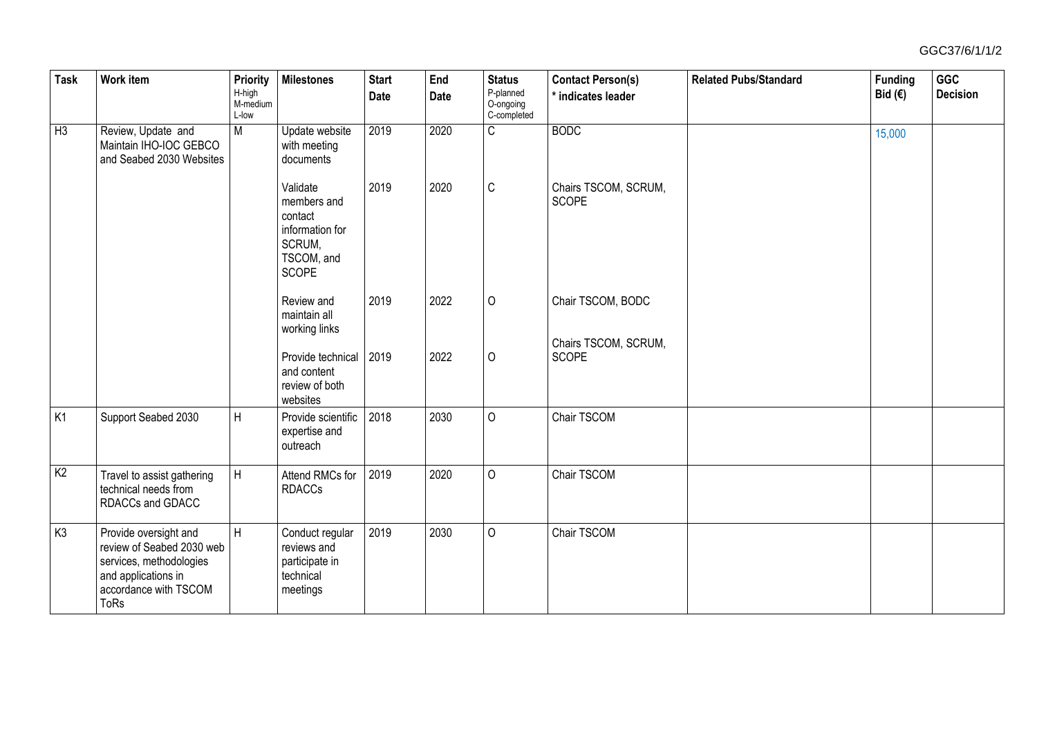| Task | Work item | Priority H-high M-medium L-low | Milestones | Start Date | End Date | Status P-planned O-ongoing C-completed | Contact Person(s) * indicates leader | Related Pubs/Standard | Funding Bid (€) | GGC Decision |
|---|---|---|---|---|---|---|---|---|---|---|
| H3 | Review, Update and Maintain IHO-IOC GEBCO and Seabed 2030 Websites | M | Update website with meeting documents | 2019 | 2020 | C | BODC | | 15,000 | |
| | | | Validate members and contact information for SCRUM, TSCOM, and SCOPE | 2019 | 2020 | C | Chairs TSCOM, SCRUM, SCOPE | | | |
| | | | Review and maintain all working links | 2019 | 2022 | O | Chair TSCOM, BODC | | | |
| | | | Provide technical and content review of both websites | 2019 | 2022 | O | Chairs TSCOM, SCRUM, SCOPE | | | |
| K1 | Support Seabed 2030 | H | Provide scientific expertise and outreach | 2018 | 2030 | O | Chair TSCOM | | | |
| K2 | Travel to assist gathering technical needs from RDACCs and GDACC | H | Attend RMCs for RDACCs | 2019 | 2020 | O | Chair TSCOM | | | |
| K3 | Provide oversight and review of Seabed 2030 web services, methodologies and applications in accordance with TSCOM ToRs | H | Conduct regular reviews and participate in technical meetings | 2019 | 2030 | O | Chair TSCOM | | | |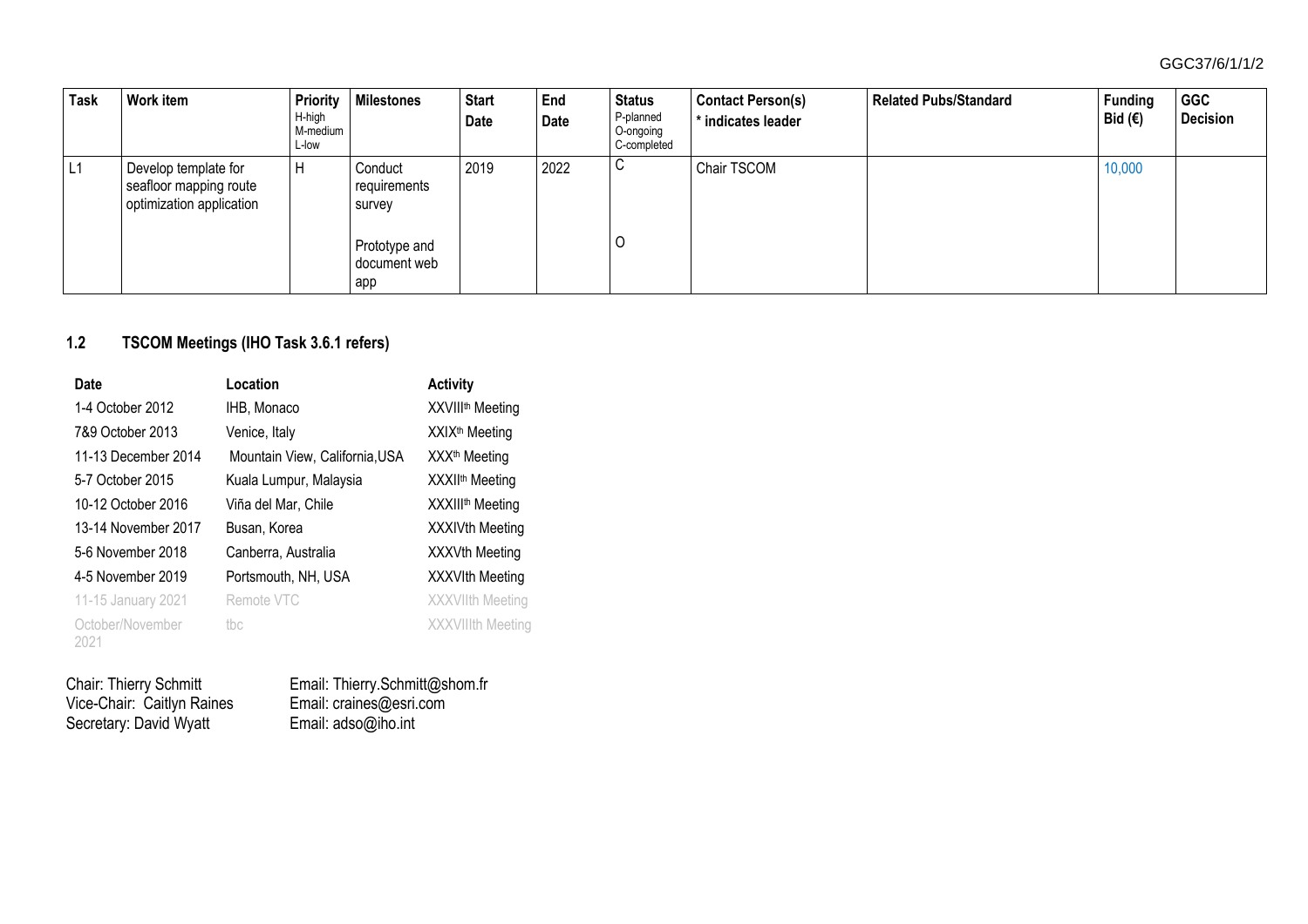| Task | Work item | Priority<br>H-high<br>M-medium<br>L-low | Milestones | Start Date | End Date | Status<br>P-planned<br>O-ongoing<br>C-completed | Contact Person(s)<br>* indicates leader | Related Pubs/Standard | Funding Bid (€) | GGC Decision |
|---|---|---|---|---|---|---|---|---|---|---|
| L1 | Develop template for seafloor mapping route optimization application | H | Conduct requirements survey<br><br>Prototype and document web app | 2019 | 2022 | C<br><br>O | Chair TSCOM | | 10,000 | |

## 1.2 TSCOM Meetings (IHO Task 3.6.1 refers)

| Date | Location | Activity |
|---|---|---|
| 1-4 October 2012 | IHB, Monaco | XXVIII[th] Meeting |
| 7&9 October 2013 | Venice, Italy | XXIX[th] Meeting |
| 11-13 December 2014 | Mountain View, California,USA | XXX[th] Meeting |
| 5-7 October 2015 | Kuala Lumpur, Malaysia | XXXII[th] Meeting |
| 10-12 October 2016 | Viña del Mar, Chile | XXXIII[th] Meeting |
| 13-14 November 2017 | Busan, Korea | XXXIVth Meeting |
| 5-6 November 2018 | Canberra, Australia | XXXVth Meeting |
| 4-5 November 2019 | Portsmouth, NH, USA | XXXVIth Meeting |
| 11-15 January 2021 | Remote VTC | XXXVIIth Meeting |
| October/November 2021 | tbc | XXXVIIIth Meeting |

Chair: Thierry Schmitt Email: Thierry.Schmitt@shom.fr
Vice-Chair: Caitlyn Raines Email: craines@esri.com
Secretary: David Wyatt Email: adso@iho.int